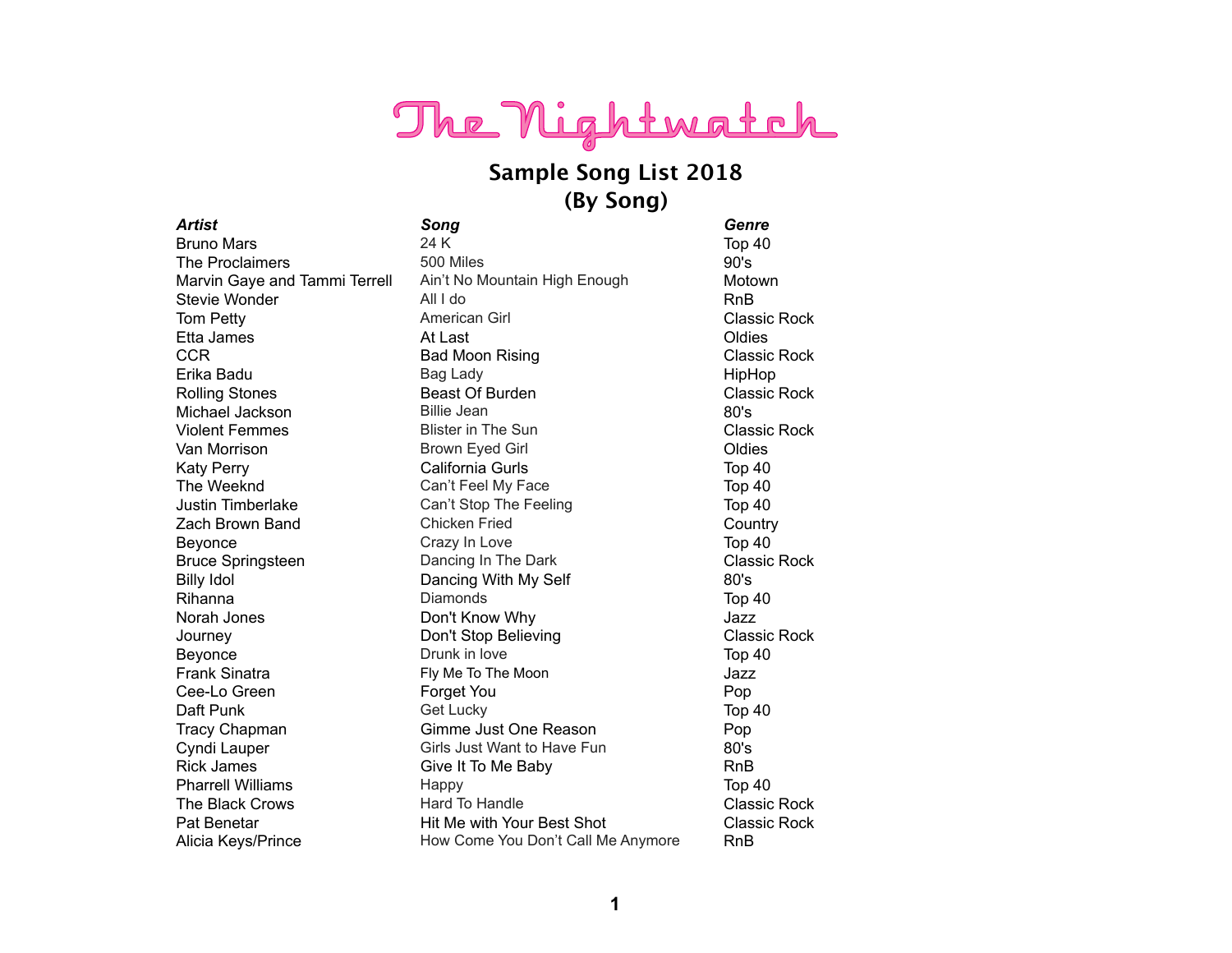# The Nightwatch

## Sample Song List 2018
## (By Song)

| *Artist* | *Song* | *Genre* |
|---|---|---|
| Bruno Mars | 24 K | Top 40 |
| The Proclaimers | 500 Miles | 90's |
| Marvin Gaye and Tammi Terrell | Ain't No Mountain High Enough | Motown |
| Stevie Wonder | All I do | RnB |
| Tom Petty | American Girl | Classic Rock |
| Etta James | At Last | Oldies |
| CCR | Bad Moon Rising | Classic Rock |
| Erika Badu | Bag Lady | HipHop |
| Rolling Stones | Beast Of Burden | Classic Rock |
| Michael Jackson | Billie Jean | 80's |
| Violent Femmes | Blister in The Sun | Classic Rock |
| Van Morrison | Brown Eyed Girl | Oldies |
| Katy Perry | California Gurls | Top 40 |
| The Weeknd | Can't Feel My Face | Top 40 |
| Justin Timberlake | Can't Stop The Feeling | Top 40 |
| Zach Brown Band | Chicken Fried | Country |
| Beyonce | Crazy In Love | Top 40 |
| Bruce Springsteen | Dancing In The Dark | Classic Rock |
| Billy Idol | Dancing With My Self | 80's |
| Rihanna | Diamonds | Top 40 |
| Norah Jones | Don't Know Why | Jazz |
| Journey | Don't Stop Believing | Classic Rock |
| Beyonce | Drunk in love | Top 40 |
| Frank Sinatra | Fly Me To The Moon | Jazz |
| Cee-Lo Green | Forget You | Pop |
| Daft Punk | Get Lucky | Top 40 |
| Tracy Chapman | Gimme Just One Reason | Pop |
| Cyndi Lauper | Girls Just Want to Have Fun | 80's |
| Rick James | Give It To Me Baby | RnB |
| Pharrell Williams | Happy | Top 40 |
| The Black Crows | Hard To Handle | Classic Rock |
| Pat Benetar | Hit Me with Your Best Shot | Classic Rock |
| Alicia Keys/Prince | How Come You Don't Call Me Anymore | RnB |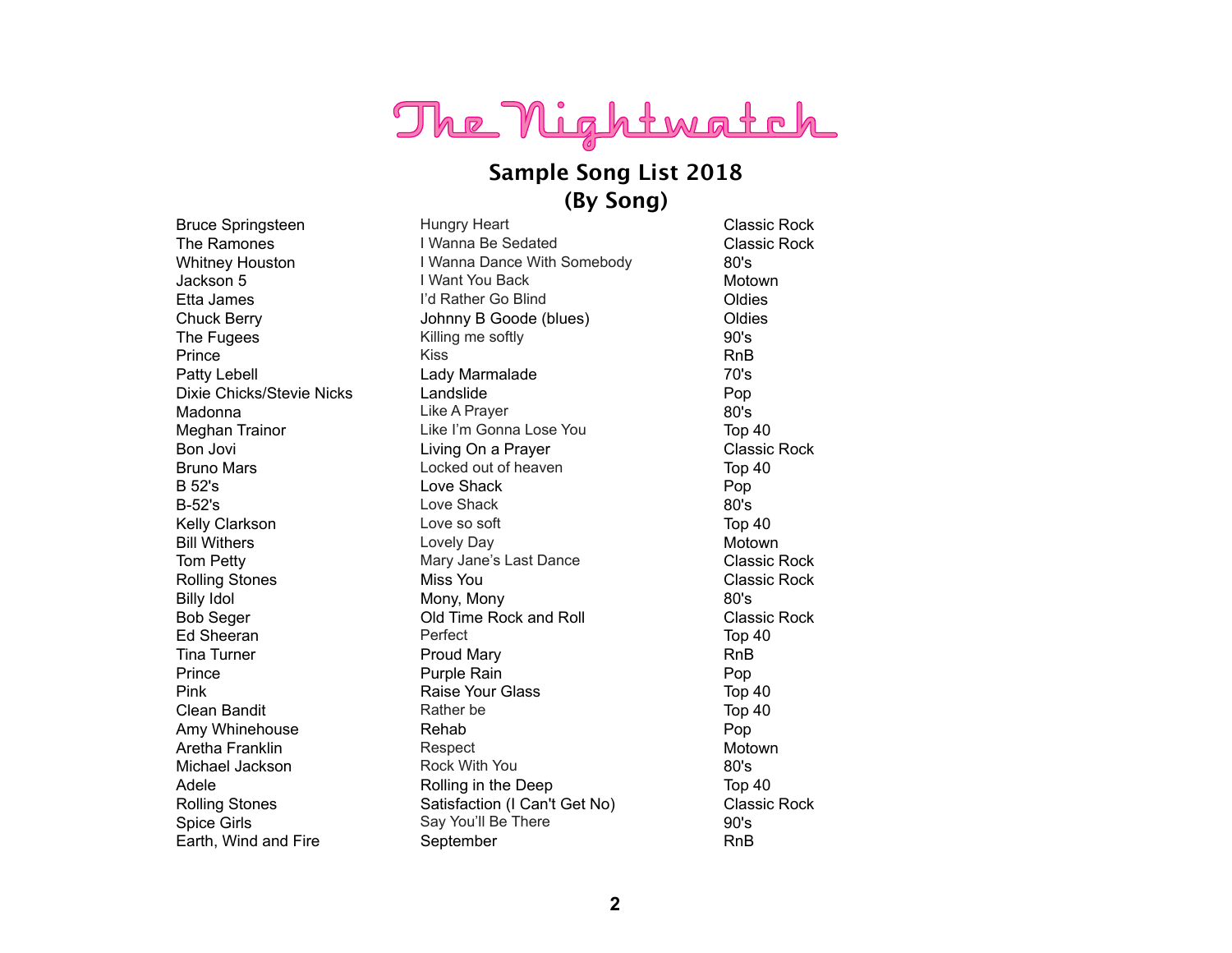# The Nightwatch

## Sample Song List 2018
## (By Song)

| Artist | Song | Genre |
|---|---|---|
| Bruce Springsteen | Hungry Heart | Classic Rock |
| The Ramones | I Wanna Be Sedated | Classic Rock |
| Whitney Houston | I Wanna Dance With Somebody | 80's |
| Jackson 5 | I Want You Back | Motown |
| Etta James | I'd Rather Go Blind | Oldies |
| Chuck Berry | Johnny B Goode (blues) | Oldies |
| The Fugees | Killing me softly | 90's |
| Prince | Kiss | RnB |
| Patty Lebell | Lady Marmalade | 70's |
| Dixie Chicks/Stevie Nicks | Landslide | Pop |
| Madonna | Like A Prayer | 80's |
| Meghan Trainor | Like I'm Gonna Lose You | Top 40 |
| Bon Jovi | Living On a Prayer | Classic Rock |
| Bruno Mars | Locked out of heaven | Top 40 |
| B 52's | Love Shack | Pop |
| B-52's | Love Shack | 80's |
| Kelly Clarkson | Love so soft | Top 40 |
| Bill Withers | Lovely Day | Motown |
| Tom Petty | Mary Jane's Last Dance | Classic Rock |
| Rolling Stones | Miss You | Classic Rock |
| Billy Idol | Mony, Mony | 80's |
| Bob Seger | Old Time Rock and Roll | Classic Rock |
| Ed Sheeran | Perfect | Top 40 |
| Tina Turner | Proud Mary | RnB |
| Prince | Purple Rain | Pop |
| Pink | Raise Your Glass | Top 40 |
| Clean Bandit | Rather be | Top 40 |
| Amy Whinehouse | Rehab | Pop |
| Aretha Franklin | Respect | Motown |
| Michael Jackson | Rock With You | 80's |
| Adele | Rolling in the Deep | Top 40 |
| Rolling Stones | Satisfaction (I Can't Get No) | Classic Rock |
| Spice Girls | Say You'll Be There | 90's |
| Earth, Wind and Fire | September | RnB |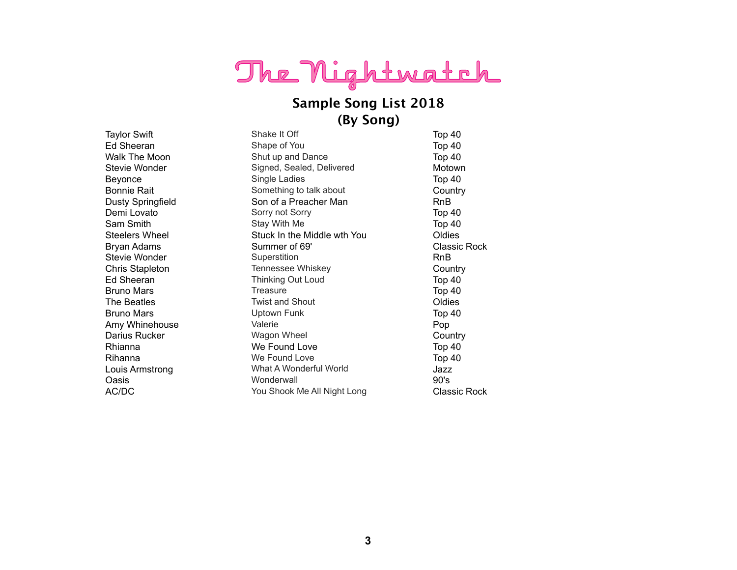# The Nightwatch

## Sample Song List 2018
## (By Song)

| | | |
|---|---|---|
| Taylor Swift | Shake It Off | Top 40 |
| Ed Sheeran | Shape of You | Top 40 |
| Walk The Moon | Shut up and Dance | Top 40 |
| Stevie Wonder | Signed, Sealed, Delivered | Motown |
| Beyonce | Single Ladies | Top 40 |
| Bonnie Rait | Something to talk about | Country |
| Dusty Springfield | Son of a Preacher Man | RnB |
| Demi Lovato | Sorry not Sorry | Top 40 |
| Sam Smith | Stay With Me | Top 40 |
| Steelers Wheel | Stuck In the Middle wth You | Oldies |
| Bryan Adams | Summer of 69' | Classic Rock |
| Stevie Wonder | Superstition | RnB |
| Chris Stapleton | Tennessee Whiskey | Country |
| Ed Sheeran | Thinking Out Loud | Top 40 |
| Bruno Mars | Treasure | Top 40 |
| The Beatles | Twist and Shout | Oldies |
| Bruno Mars | Uptown Funk | Top 40 |
| Amy Whinehouse | Valerie | Pop |
| Darius Rucker | Wagon Wheel | Country |
| Rhianna | We Found Love | Top 40 |
| Rihanna | We Found Love | Top 40 |
| Louis Armstrong | What A Wonderful World | Jazz |
| Oasis | Wonderwall | 90's |
| AC/DC | You Shook Me All Night Long | Classic Rock |